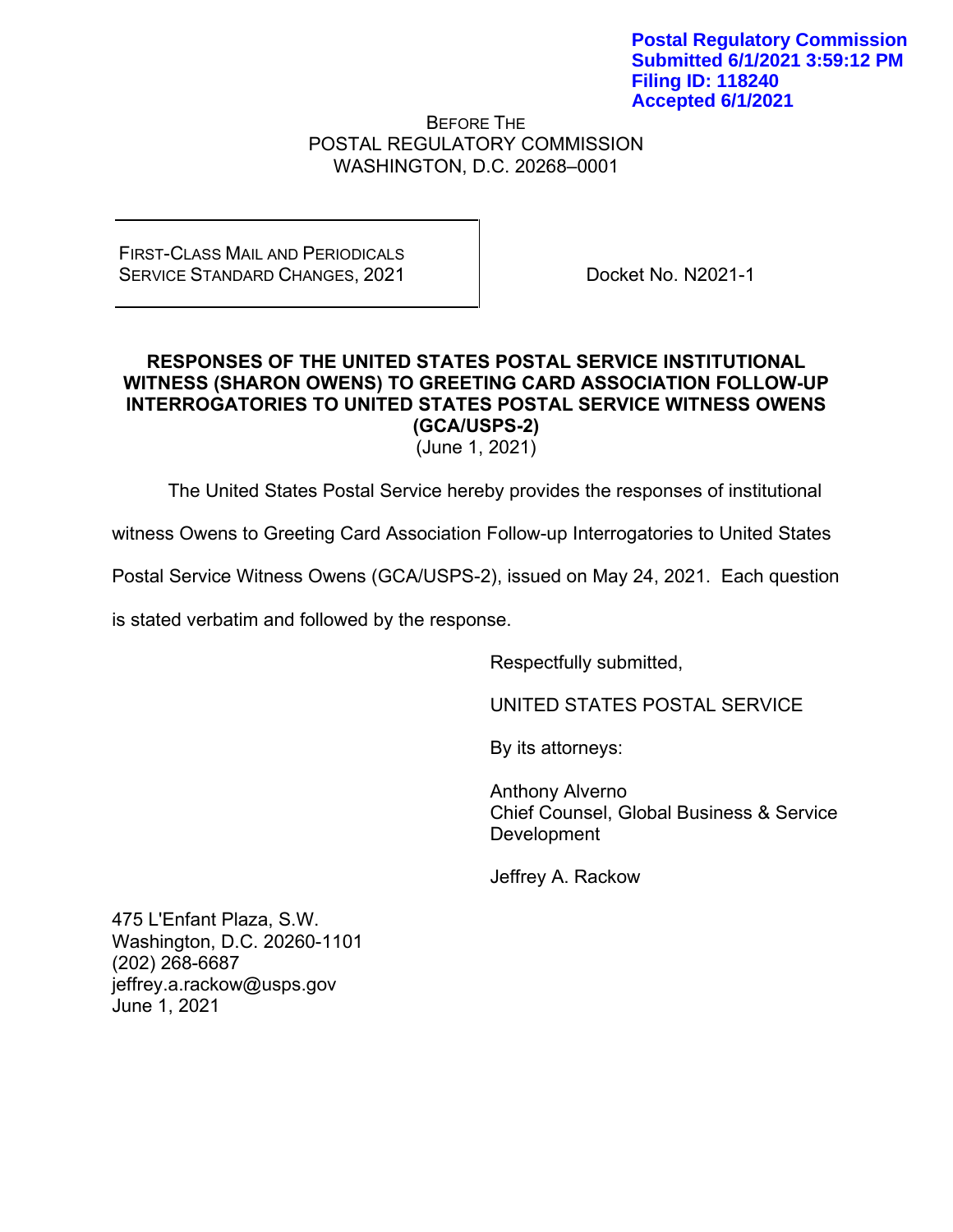**Postal Regulatory Commission**
**Submitted 6/1/2021 3:59:12 PM**
**Filing ID: 118240**
**Accepted 6/1/2021**

BEFORE THE
POSTAL REGULATORY COMMISSION
WASHINGTON, D.C. 20268–0001

| | |
|---|---|
| FIRST-CLASS MAIL AND PERIODICALS SERVICE STANDARD CHANGES, 2021 | Docket No. N2021-1 |

**RESPONSES OF THE UNITED STATES POSTAL SERVICE INSTITUTIONAL WITNESS (SHARON OWENS) TO GREETING CARD ASSOCIATION FOLLOW-UP INTERROGATORIES TO UNITED STATES POSTAL SERVICE WITNESS OWENS (GCA/USPS-2)**
(June 1, 2021)

The United States Postal Service hereby provides the responses of institutional witness Owens to Greeting Card Association Follow-up Interrogatories to United States Postal Service Witness Owens (GCA/USPS-2), issued on May 24, 2021. Each question is stated verbatim and followed by the response.

Respectfully submitted,

UNITED STATES POSTAL SERVICE

By its attorneys:

Anthony Alverno
Chief Counsel, Global Business & Service Development

Jeffrey A. Rackow

475 L'Enfant Plaza, S.W.
Washington, D.C. 20260-1101
(202) 268-6687
jeffrey.a.rackow@usps.gov
June 1, 2021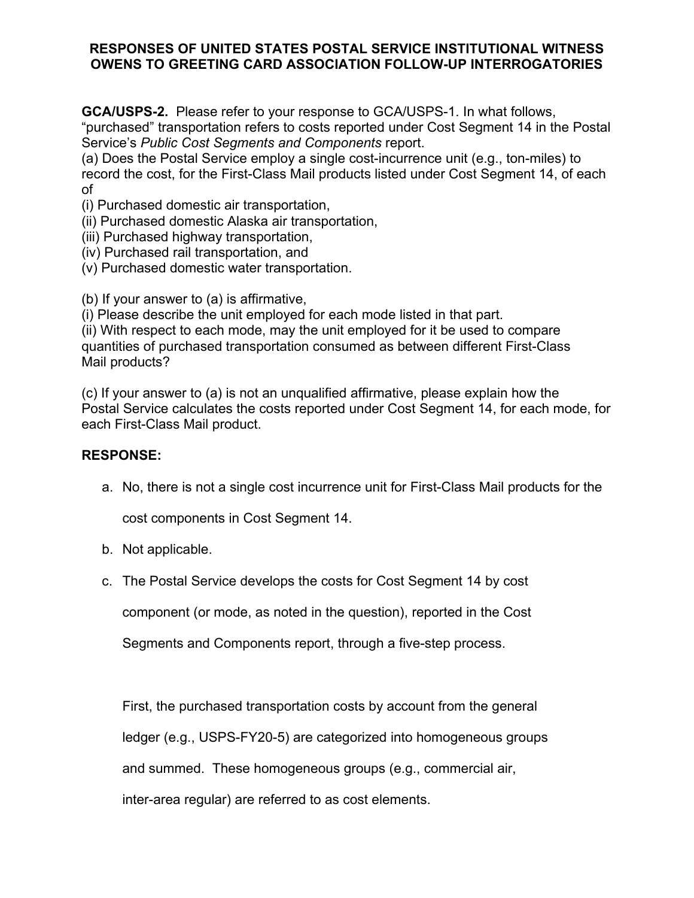**RESPONSES OF UNITED STATES POSTAL SERVICE INSTITUTIONAL WITNESS OWENS TO GREETING CARD ASSOCIATION FOLLOW-UP INTERROGATORIES**

**GCA/USPS-2.** Please refer to your response to GCA/USPS-1. In what follows, "purchased" transportation refers to costs reported under Cost Segment 14 in the Postal Service's *Public Cost Segments and Components* report.

(a) Does the Postal Service employ a single cost-incurrence unit (e.g., ton-miles) to record the cost, for the First-Class Mail products listed under Cost Segment 14, of each of

(i) Purchased domestic air transportation,
(ii) Purchased domestic Alaska air transportation,
(iii) Purchased highway transportation,
(iv) Purchased rail transportation, and
(v) Purchased domestic water transportation.

(b) If your answer to (a) is affirmative,
(i) Please describe the unit employed for each mode listed in that part.
(ii) With respect to each mode, may the unit employed for it be used to compare quantities of purchased transportation consumed as between different First-Class Mail products?

(c) If your answer to (a) is not an unqualified affirmative, please explain how the Postal Service calculates the costs reported under Cost Segment 14, for each mode, for each First-Class Mail product.

**RESPONSE:**

a. No, there is not a single cost incurrence unit for First-Class Mail products for the cost components in Cost Segment 14.

b. Not applicable.

c. The Postal Service develops the costs for Cost Segment 14 by cost component (or mode, as noted in the question), reported in the Cost Segments and Components report, through a five-step process.

   First, the purchased transportation costs by account from the general ledger (e.g., USPS-FY20-5) are categorized into homogeneous groups and summed. These homogeneous groups (e.g., commercial air, inter-area regular) are referred to as cost elements.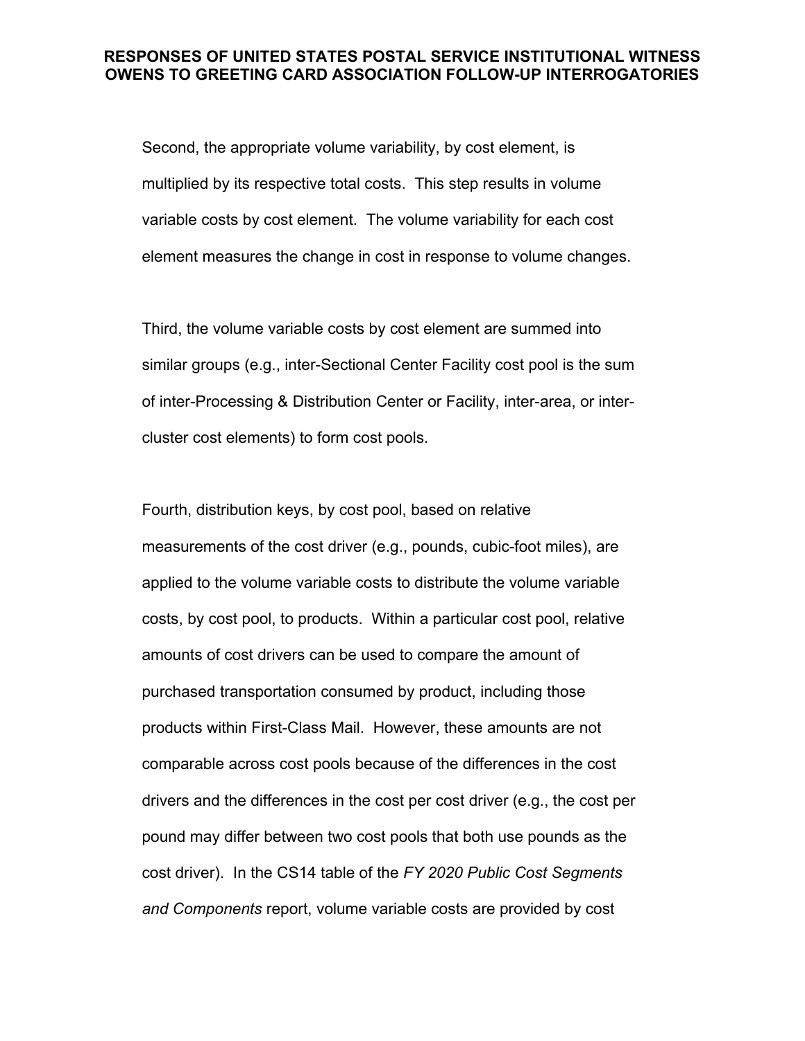Second, the appropriate volume variability, by cost element, is multiplied by its respective total costs. This step results in volume variable costs by cost element. The volume variability for each cost element measures the change in cost in response to volume changes.

Third, the volume variable costs by cost element are summed into similar groups (e.g., inter-Sectional Center Facility cost pool is the sum of inter-Processing & Distribution Center or Facility, inter-area, or inter-cluster cost elements) to form cost pools.

Fourth, distribution keys, by cost pool, based on relative measurements of the cost driver (e.g., pounds, cubic-foot miles), are applied to the volume variable costs to distribute the volume variable costs, by cost pool, to products. Within a particular cost pool, relative amounts of cost drivers can be used to compare the amount of purchased transportation consumed by product, including those products within First-Class Mail. However, these amounts are not comparable across cost pools because of the differences in the cost drivers and the differences in the cost per cost driver (e.g., the cost per pound may differ between two cost pools that both use pounds as the cost driver). In the CS14 table of the *FY 2020 Public Cost Segments and Components* report, volume variable costs are provided by cost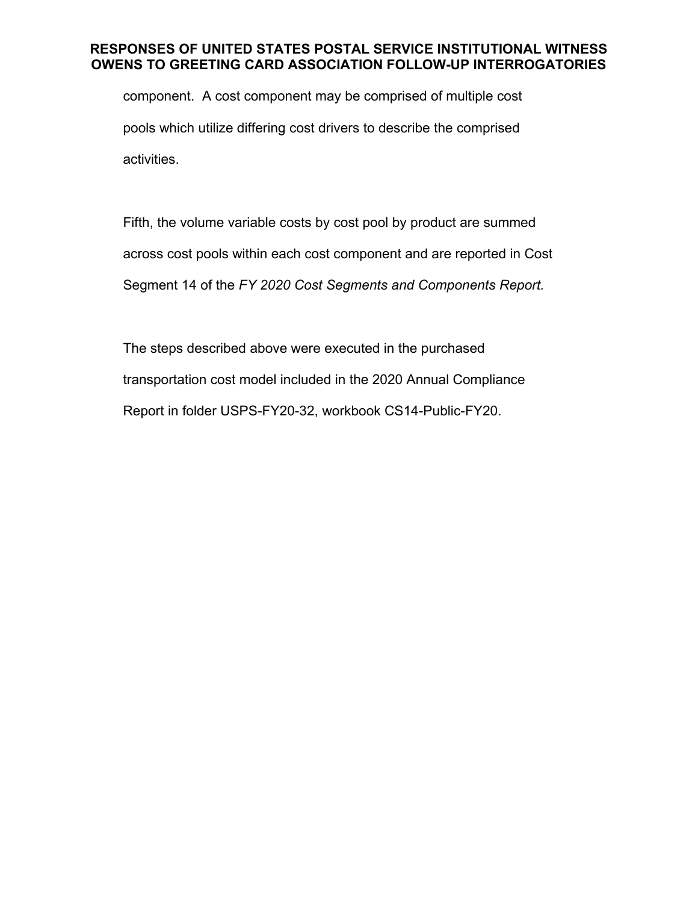component. A cost component may be comprised of multiple cost pools which utilize differing cost drivers to describe the comprised activities.

Fifth, the volume variable costs by cost pool by product are summed across cost pools within each cost component and are reported in Cost Segment 14 of the *FY 2020 Cost Segments and Components Report.*

The steps described above were executed in the purchased transportation cost model included in the 2020 Annual Compliance Report in folder USPS-FY20-32, workbook CS14-Public-FY20.